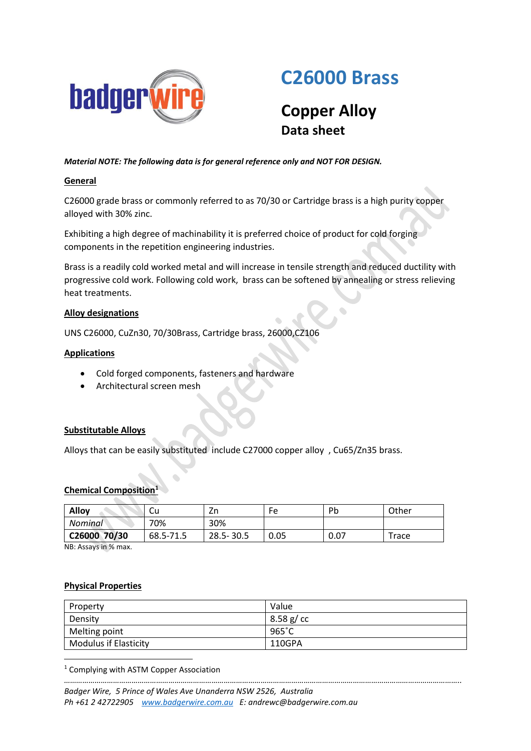# C26000 Brass

## Copper Alloy

### Data sheet

***Material NOTE: The following data is for general reference only and NOT FOR DESIGN.***

**General**

C26000 grade brass or commonly referred to as 70/30 or Cartridge brass is a high purity copper alloyed with 30% zinc.

Exhibiting a high degree of machinability it is preferred choice of product for cold forging components in the repetition engineering industries.

Brass is a readily cold worked metal and will increase in tensile strength and reduced ductility with progressive cold work. Following cold work, brass can be softened by annealing or stress relieving heat treatments.

**Alloy designations**

UNS C26000, CuZn30, 70/30Brass, Cartridge brass, 26000,CZ106

**Applications**

- Cold forged components, fasteners and hardware
- Architectural screen mesh

**Substitutable Alloys**

Alloys that can be easily substituted include C27000 copper alloy , Cu65/Zn35 brass.

**Chemical Composition**[1]

| **Alloy** | Cu | Zn | Fe | Pb | Other |
|---|---|---|---|---|---|
| *Nominal* | 70% | 30% | | | |
| **C26000 70/30** | 68.5-71.5 | 28.5- 30.5 | 0.05 | 0.07 | Trace |

NB: Assays in % max.

**Physical Properties**

| Property | Value |
|---|---|
| Density | 8.58 g/ cc |
| Melting point | 965˚C |
| Modulus if Elasticity | 110GPA |

[1] Complying with ASTM Copper Association

*Badger Wire, 5 Prince of Wales Ave Unanderra NSW 2526, Australia*
*Ph +61 2 42722905 www.badgerwire.com.au E: andrewc@badgerwire.com.au*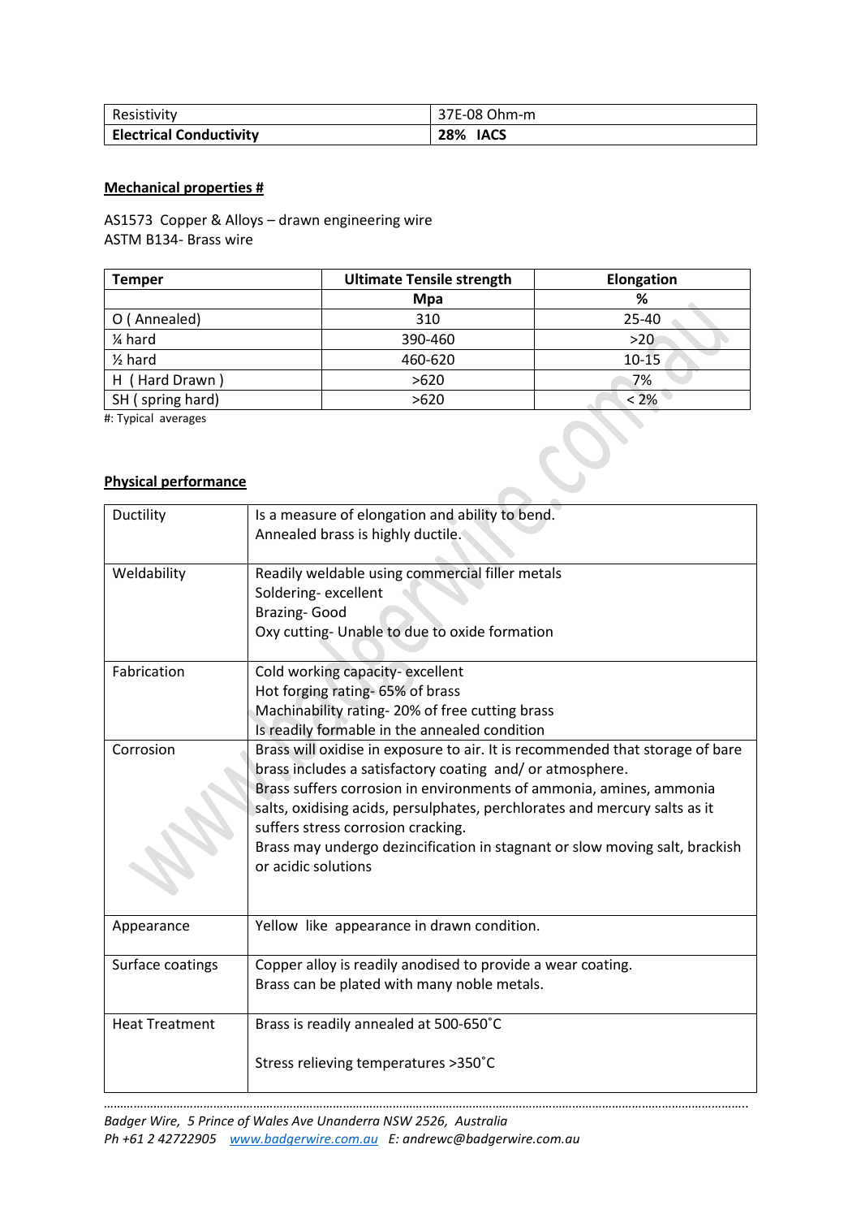| Resistivity | 37E-08 Ohm-m |
| --- | --- |
| **Electrical Conductivity** | **28% IACS** |

**Mechanical properties #**

AS1573 Copper & Alloys – drawn engineering wire
ASTM B134- Brass wire

| Temper | Ultimate Tensile strength | Elongation |
| --- | --- | --- |
| | **Mpa** | **%** |
| O ( Annealed) | 310 | 25-40 |
| ¼ hard | 390-460 | >20 |
| ½ hard | 460-620 | 10-15 |
| H ( Hard Drawn ) | >620 | 7% |
| SH ( spring hard) | >620 | < 2% |

#: Typical averages

**Physical performance**

| | |
| --- | --- |
| Ductility | Is a measure of elongation and ability to bend.<br>Annealed brass is highly ductile. |
| Weldability | Readily weldable using commercial filler metals<br>Soldering- excellent<br>Brazing- Good<br>Oxy cutting- Unable to due to oxide formation |
| Fabrication | Cold working capacity- excellent<br>Hot forging rating- 65% of brass<br>Machinability rating- 20% of free cutting brass<br>Is readily formable in the annealed condition |
| Corrosion | Brass will oxidise in exposure to air. It is recommended that storage of bare brass includes a satisfactory coating and/ or atmosphere.<br>Brass suffers corrosion in environments of ammonia, amines, ammonia salts, oxidising acids, persulphates, perchlorates and mercury salts as it suffers stress corrosion cracking.<br>Brass may undergo dezincification in stagnant or slow moving salt, brackish or acidic solutions |
| Appearance | Yellow like appearance in drawn condition. |
| Surface coatings | Copper alloy is readily anodised to provide a wear coating.<br>Brass can be plated with many noble metals. |
| Heat Treatment | Brass is readily annealed at 500-650˚C<br><br>Stress relieving temperatures >350˚C |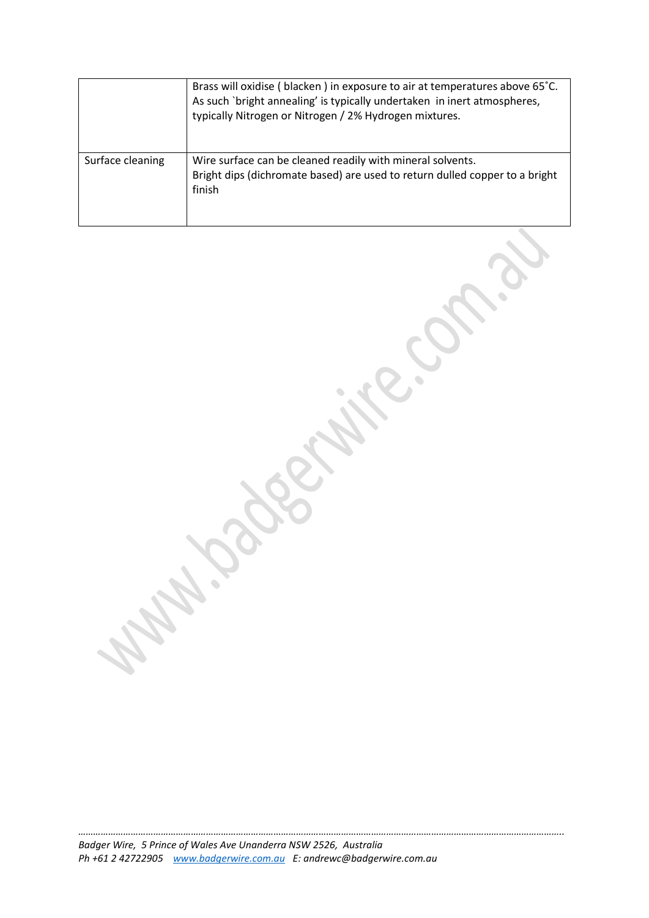| | |
|---|---|
| | Brass will oxidise ( blacken ) in exposure to air at temperatures above 65˚C. As such `bright annealing' is typically undertaken in inert atmospheres, typically Nitrogen or Nitrogen / 2% Hydrogen mixtures. |
| Surface cleaning | Wire surface can be cleaned readily with mineral solvents. Bright dips (dichromate based) are used to return dulled copper to a bright finish |